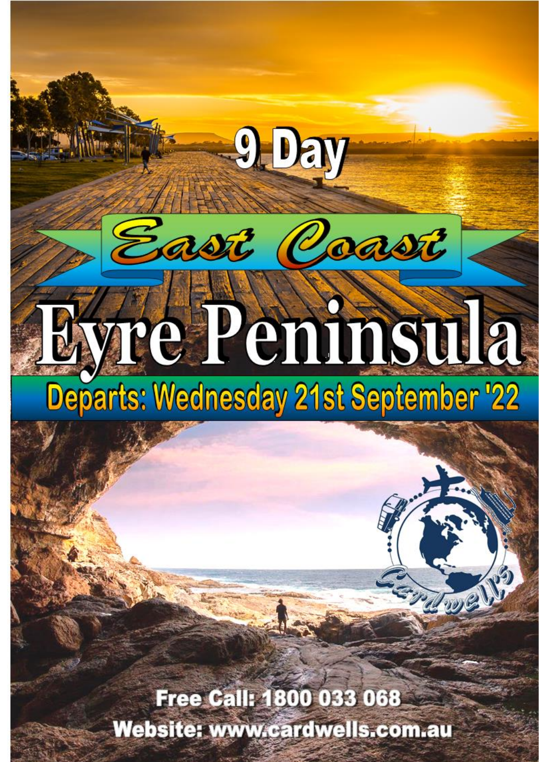# 9 Day

## East Coast

# Eyre Peninsula

**Departs: Wednesday 21st September '22**

Cardwells

**Free Call: 1800 033 068**

**Website: www.cardwells.com.au**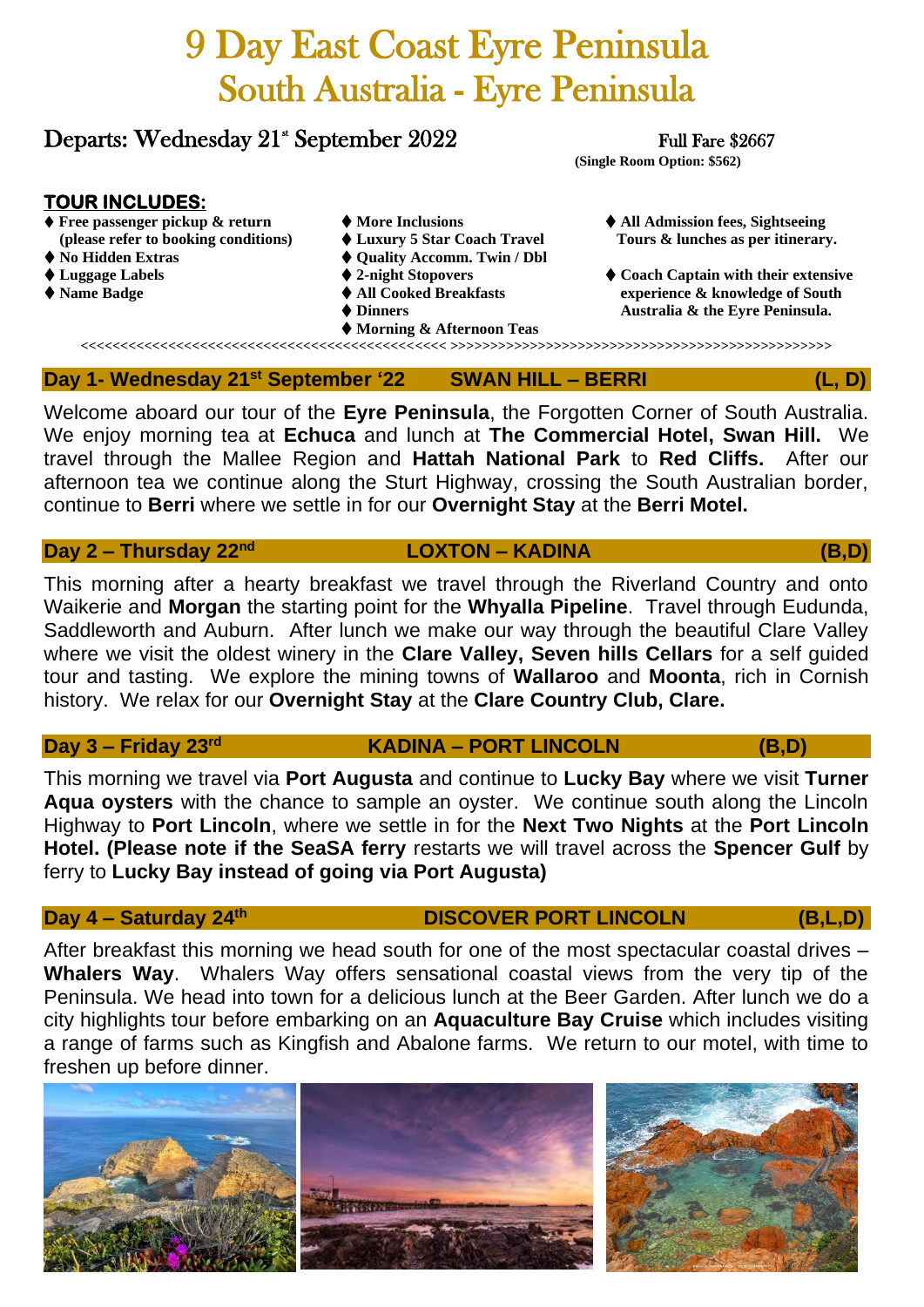# 9 Day East Coast Eyre Peninsula
# South Australia - Eyre Peninsula

## Departs: Wednesday 21st September 2022

Full Fare $2667
**(Single Room Option: $562)**

### TOUR INCLUDES:

- **Free passenger pickup & return (please refer to booking conditions)**
- **No Hidden Extras**
- **Luggage Labels**
- **Name Badge**
- **More Inclusions**
- **Luxury 5 Star Coach Travel**
- **Quality Accomm. Twin / Dbl**
- **2-night Stopovers**
- **All Cooked Breakfasts**
- **Dinners**
- **Morning & Afternoon Teas**
- **All Admission fees, Sightseeing Tours & lunches as per itinerary.**
- **Coach Captain with their extensive experience & knowledge of South Australia & the Eyre Peninsula.**

<<<<<<<<<<<<<<<<<<<<<<<<<<<<<<<<<<<<<<<<<<<<<< >>>>>>>>>>>>>>>>>>>>>>>>>>>>>>>>>>>>>>>>>>>>>>>>>

### Day 1- Wednesday 21st September '22 — SWAN HILL – BERRI (L, D)

Welcome aboard our tour of the **Eyre Peninsula**, the Forgotten Corner of South Australia. We enjoy morning tea at **Echuca** and lunch at **The Commercial Hotel, Swan Hill.** We travel through the Mallee Region and **Hattah National Park** to **Red Cliffs.** After our afternoon tea we continue along the Sturt Highway, crossing the South Australian border, continue to **Berri** where we settle in for our **Overnight Stay** at the **Berri Motel.**

### Day 2 – Thursday 22nd — LOXTON – KADINA (B,D)

This morning after a hearty breakfast we travel through the Riverland Country and onto Waikerie and **Morgan** the starting point for the **Whyalla Pipeline**. Travel through Eudunda, Saddleworth and Auburn. After lunch we make our way through the beautiful Clare Valley where we visit the oldest winery in the **Clare Valley, Seven hills Cellars** for a self guided tour and tasting. We explore the mining towns of **Wallaroo** and **Moonta**, rich in Cornish history. We relax for our **Overnight Stay** at the **Clare Country Club, Clare.**

### Day 3 – Friday 23rd — KADINA – PORT LINCOLN (B,D)

This morning we travel via **Port Augusta** and continue to **Lucky Bay** where we visit **Turner Aqua oysters** with the chance to sample an oyster. We continue south along the Lincoln Highway to **Port Lincoln**, where we settle in for the **Next Two Nights** at the **Port Lincoln Hotel. (Please note if the SeaSA ferry** restarts we will travel across the **Spencer Gulf** by ferry to **Lucky Bay instead of going via Port Augusta)**

### Day 4 – Saturday 24th — DISCOVER PORT LINCOLN (B,L,D)

After breakfast this morning we head south for one of the most spectacular coastal drives – **Whalers Way**. Whalers Way offers sensational coastal views from the very tip of the Peninsula. We head into town for a delicious lunch at the Beer Garden. After lunch we do a city highlights tour before embarking on an **Aquaculture Bay Cruise** which includes visiting a range of farms such as Kingfish and Abalone farms. We return to our motel, with time to freshen up before dinner.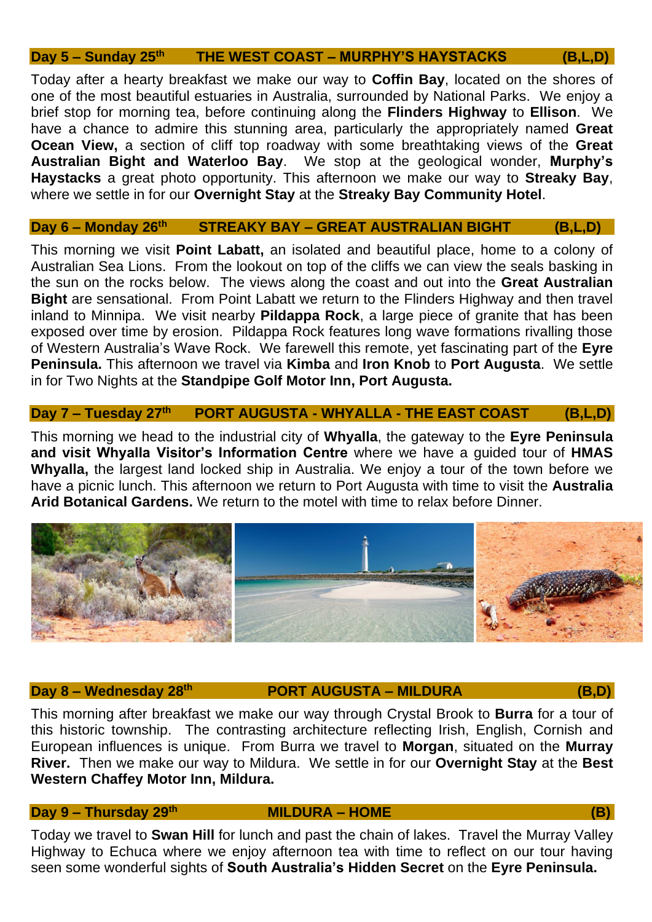## Day 5 – Sunday 25th THE WEST COAST – MURPHY'S HAYSTACKS (B,L,D)

Today after a hearty breakfast we make our way to **Coffin Bay**, located on the shores of one of the most beautiful estuaries in Australia, surrounded by National Parks. We enjoy a brief stop for morning tea, before continuing along the **Flinders Highway** to **Ellison**. We have a chance to admire this stunning area, particularly the appropriately named **Great Ocean View,** a section of cliff top roadway with some breathtaking views of the **Great Australian Bight and Waterloo Bay**. We stop at the geological wonder, **Murphy's Haystacks** a great photo opportunity. This afternoon we make our way to **Streaky Bay**, where we settle in for our **Overnight Stay** at the **Streaky Bay Community Hotel**.

## Day 6 – Monday 26th STREAKY BAY – GREAT AUSTRALIAN BIGHT (B,L,D)

This morning we visit **Point Labatt,** an isolated and beautiful place, home to a colony of Australian Sea Lions. From the lookout on top of the cliffs we can view the seals basking in the sun on the rocks below. The views along the coast and out into the **Great Australian Bight** are sensational. From Point Labatt we return to the Flinders Highway and then travel inland to Minnipa. We visit nearby **Pildappa Rock**, a large piece of granite that has been exposed over time by erosion. Pildappa Rock features long wave formations rivalling those of Western Australia's Wave Rock. We farewell this remote, yet fascinating part of the **Eyre Peninsula.** This afternoon we travel via **Kimba** and **Iron Knob** to **Port Augusta**. We settle in for Two Nights at the **Standpipe Golf Motor Inn, Port Augusta.**

## Day 7 – Tuesday 27th PORT AUGUSTA - WHYALLA - THE EAST COAST (B,L,D)

This morning we head to the industrial city of **Whyalla**, the gateway to the **Eyre Peninsula and visit Whyalla Visitor's Information Centre** where we have a guided tour of **HMAS Whyalla,** the largest land locked ship in Australia. We enjoy a tour of the town before we have a picnic lunch. This afternoon we return to Port Augusta with time to visit the **Australia Arid Botanical Gardens.** We return to the motel with time to relax before Dinner.

## Day 8 – Wednesday 28th PORT AUGUSTA – MILDURA (B,D)

This morning after breakfast we make our way through Crystal Brook to **Burra** for a tour of this historic township. The contrasting architecture reflecting Irish, English, Cornish and European influences is unique. From Burra we travel to **Morgan**, situated on the **Murray River.** Then we make our way to Mildura. We settle in for our **Overnight Stay** at the **Best Western Chaffey Motor Inn, Mildura.**

## Day 9 – Thursday 29th MILDURA – HOME (B)

Today we travel to **Swan Hill** for lunch and past the chain of lakes. Travel the Murray Valley Highway to Echuca where we enjoy afternoon tea with time to reflect on our tour having seen some wonderful sights of **South Australia's Hidden Secret** on the **Eyre Peninsula.**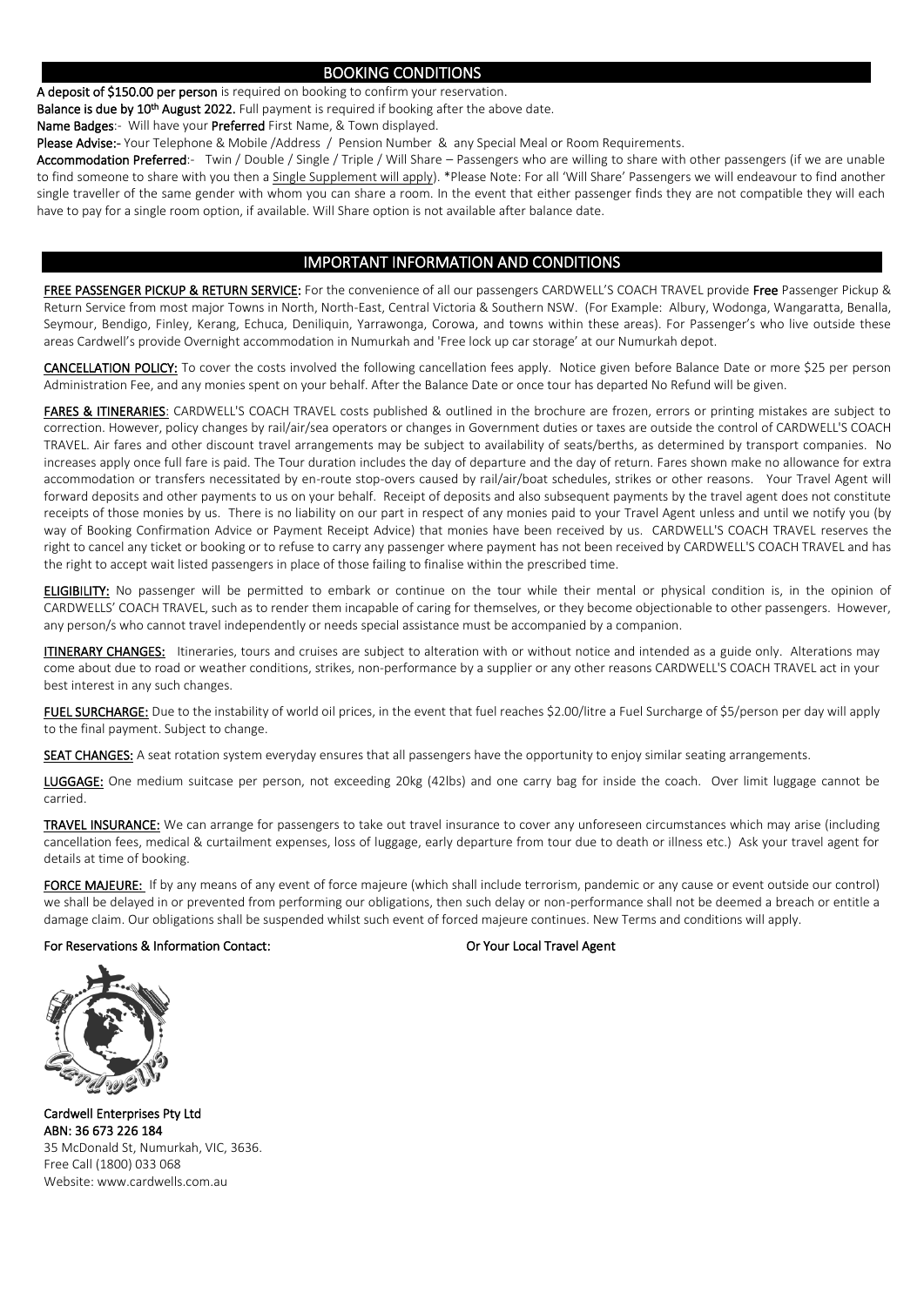## BOOKING CONDITIONS

**A deposit of $150.00 per person** is required on booking to confirm your reservation.

**Balance is due by 10th August 2022.** Full payment is required if booking after the above date.

**Name Badges**:- Will have your **Preferred** First Name, & Town displayed.

**Please Advise:-** Your Telephone & Mobile /Address / Pension Number & any Special Meal or Room Requirements.

**Accommodation Preferred**:- Twin / Double / Single / Triple / Will Share – Passengers who are willing to share with other passengers (if we are unable to find someone to share with you then a Single Supplement will apply). *Please Note: For all 'Will Share' Passengers we will endeavour to find another single traveller of the same gender with whom you can share a room. In the event that either passenger finds they are not compatible they will each have to pay for a single room option, if available. Will Share option is not available after balance date.

## IMPORTANT INFORMATION AND CONDITIONS

**FREE PASSENGER PICKUP & RETURN SERVICE:** For the convenience of all our passengers CARDWELL'S COACH TRAVEL provide **Free** Passenger Pickup & Return Service from most major Towns in North, North-East, Central Victoria & Southern NSW. (For Example: Albury, Wodonga, Wangaratta, Benalla, Seymour, Bendigo, Finley, Kerang, Echuca, Deniliquin, Yarrawonga, Corowa, and towns within these areas). For Passenger's who live outside these areas Cardwell's provide Overnight accommodation in Numurkah and 'Free lock up car storage' at our Numurkah depot.

**CANCELLATION POLICY:** To cover the costs involved the following cancellation fees apply. Notice given before Balance Date or more $25 per person Administration Fee, and any monies spent on your behalf. After the Balance Date or once tour has departed No Refund will be given.

**FARES & ITINERARIES**: CARDWELL'S COACH TRAVEL costs published & outlined in the brochure are frozen, errors or printing mistakes are subject to correction. However, policy changes by rail/air/sea operators or changes in Government duties or taxes are outside the control of CARDWELL'S COACH TRAVEL. Air fares and other discount travel arrangements may be subject to availability of seats/berths, as determined by transport companies. No increases apply once full fare is paid. The Tour duration includes the day of departure and the day of return. Fares shown make no allowance for extra accommodation or transfers necessitated by en-route stop-overs caused by rail/air/boat schedules, strikes or other reasons. Your Travel Agent will forward deposits and other payments to us on your behalf. Receipt of deposits and also subsequent payments by the travel agent does not constitute receipts of those monies by us. There is no liability on our part in respect of any monies paid to your Travel Agent unless and until we notify you (by way of Booking Confirmation Advice or Payment Receipt Advice) that monies have been received by us. CARDWELL'S COACH TRAVEL reserves the right to cancel any ticket or booking or to refuse to carry any passenger where payment has not been received by CARDWELL'S COACH TRAVEL and has the right to accept wait listed passengers in place of those failing to finalise within the prescribed time.

**ELIGIBILITY:** No passenger will be permitted to embark or continue on the tour while their mental or physical condition is, in the opinion of CARDWELLS' COACH TRAVEL, such as to render them incapable of caring for themselves, or they become objectionable to other passengers. However, any person/s who cannot travel independently or needs special assistance must be accompanied by a companion.

**ITINERARY CHANGES:** Itineraries, tours and cruises are subject to alteration with or without notice and intended as a guide only. Alterations may come about due to road or weather conditions, strikes, non-performance by a supplier or any other reasons CARDWELL'S COACH TRAVEL act in your best interest in any such changes.

**FUEL SURCHARGE:** Due to the instability of world oil prices, in the event that fuel reaches $2.00/litre a Fuel Surcharge of $5/person per day will apply to the final payment. Subject to change.

**SEAT CHANGES:** A seat rotation system everyday ensures that all passengers have the opportunity to enjoy similar seating arrangements.

**LUGGAGE:** One medium suitcase per person, not exceeding 20kg (42lbs) and one carry bag for inside the coach. Over limit luggage cannot be carried.

**TRAVEL INSURANCE:** We can arrange for passengers to take out travel insurance to cover any unforeseen circumstances which may arise (including cancellation fees, medical & curtailment expenses, loss of luggage, early departure from tour due to death or illness etc.) Ask your travel agent for details at time of booking.

**FORCE MAJEURE:** If by any means of any event of force majeure (which shall include terrorism, pandemic or any cause or event outside our control) we shall be delayed in or prevented from performing our obligations, then such delay or non-performance shall not be deemed a breach or entitle a damage claim. Our obligations shall be suspended whilst such event of forced majeure continues. New Terms and conditions will apply.

**For Reservations & Information Contact:** **Or Your Local Travel Agent**

**Cardwell Enterprises Pty Ltd**
**ABN: 36 673 226 184**
35 McDonald St, Numurkah, VIC, 3636.
Free Call (1800) 033 068
Website: www.cardwells.com.au